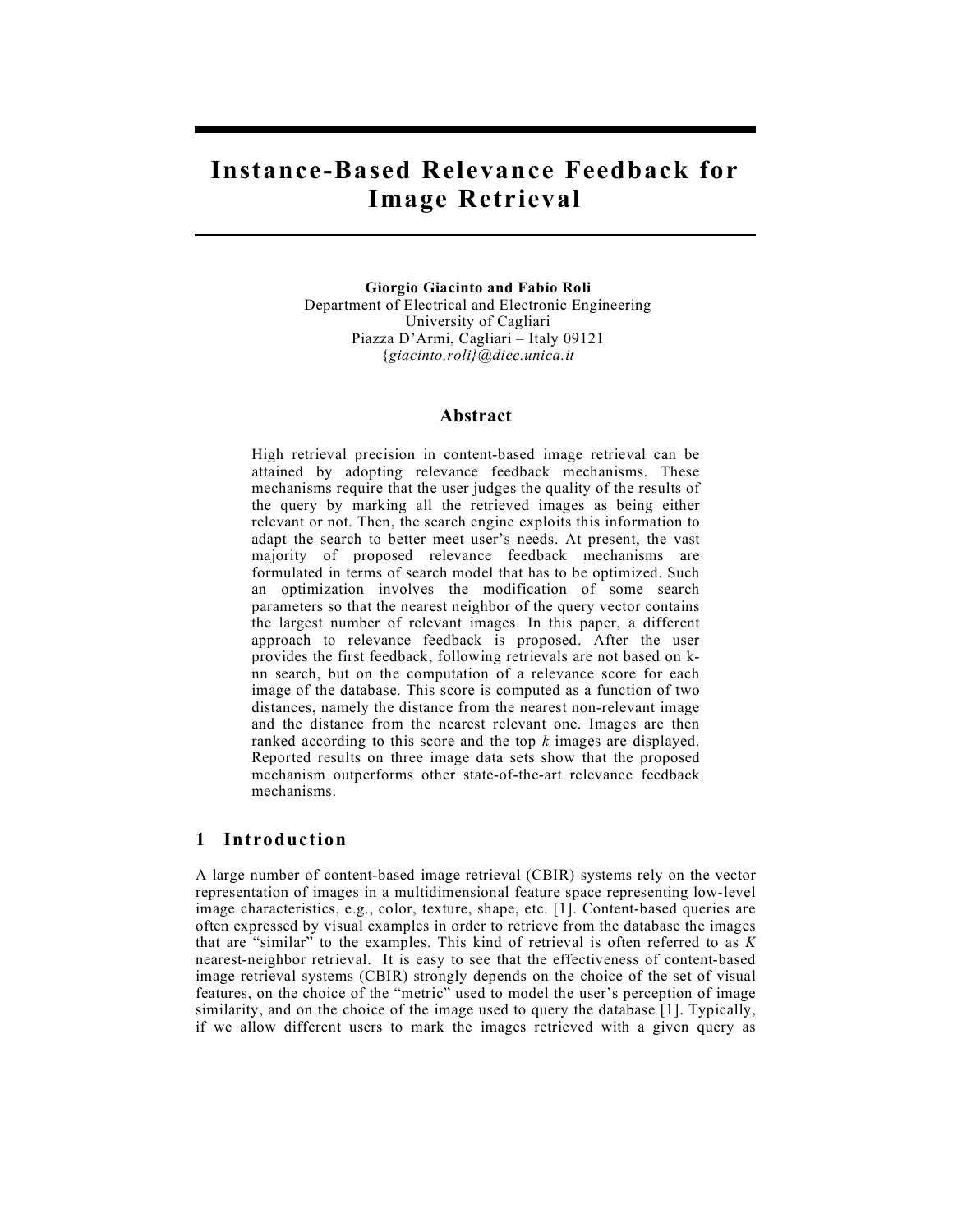# Instance-Based Relevance Feedback for Image Retrieval

**Giorgio Giacinto and Fabio Roli**
Department of Electrical and Electronic Engineering
University of Cagliari
Piazza D'Armi, Cagliari – Italy 09121
{*giacinto,roli}@diee.unica.it*

## Abstract

High retrieval precision in content-based image retrieval can be attained by adopting relevance feedback mechanisms. These mechanisms require that the user judges the quality of the results of the query by marking all the retrieved images as being either relevant or not. Then, the search engine exploits this information to adapt the search to better meet user's needs. At present, the vast majority of proposed relevance feedback mechanisms are formulated in terms of search model that has to be optimized. Such an optimization involves the modification of some search parameters so that the nearest neighbor of the query vector contains the largest number of relevant images. In this paper, a different approach to relevance feedback is proposed. After the user provides the first feedback, following retrievals are not based on k-nn search, but on the computation of a relevance score for each image of the database. This score is computed as a function of two distances, namely the distance from the nearest non-relevant image and the distance from the nearest relevant one. Images are then ranked according to this score and the top *k* images are displayed. Reported results on three image data sets show that the proposed mechanism outperforms other state-of-the-art relevance feedback mechanisms.

## 1 Introduction

A large number of content-based image retrieval (CBIR) systems rely on the vector representation of images in a multidimensional feature space representing low-level image characteristics, e.g., color, texture, shape, etc. [1]. Content-based queries are often expressed by visual examples in order to retrieve from the database the images that are "similar" to the examples. This kind of retrieval is often referred to as *K* nearest-neighbor retrieval. It is easy to see that the effectiveness of content-based image retrieval systems (CBIR) strongly depends on the choice of the set of visual features, on the choice of the "metric" used to model the user's perception of image similarity, and on the choice of the image used to query the database [1]. Typically, if we allow different users to mark the images retrieved with a given query as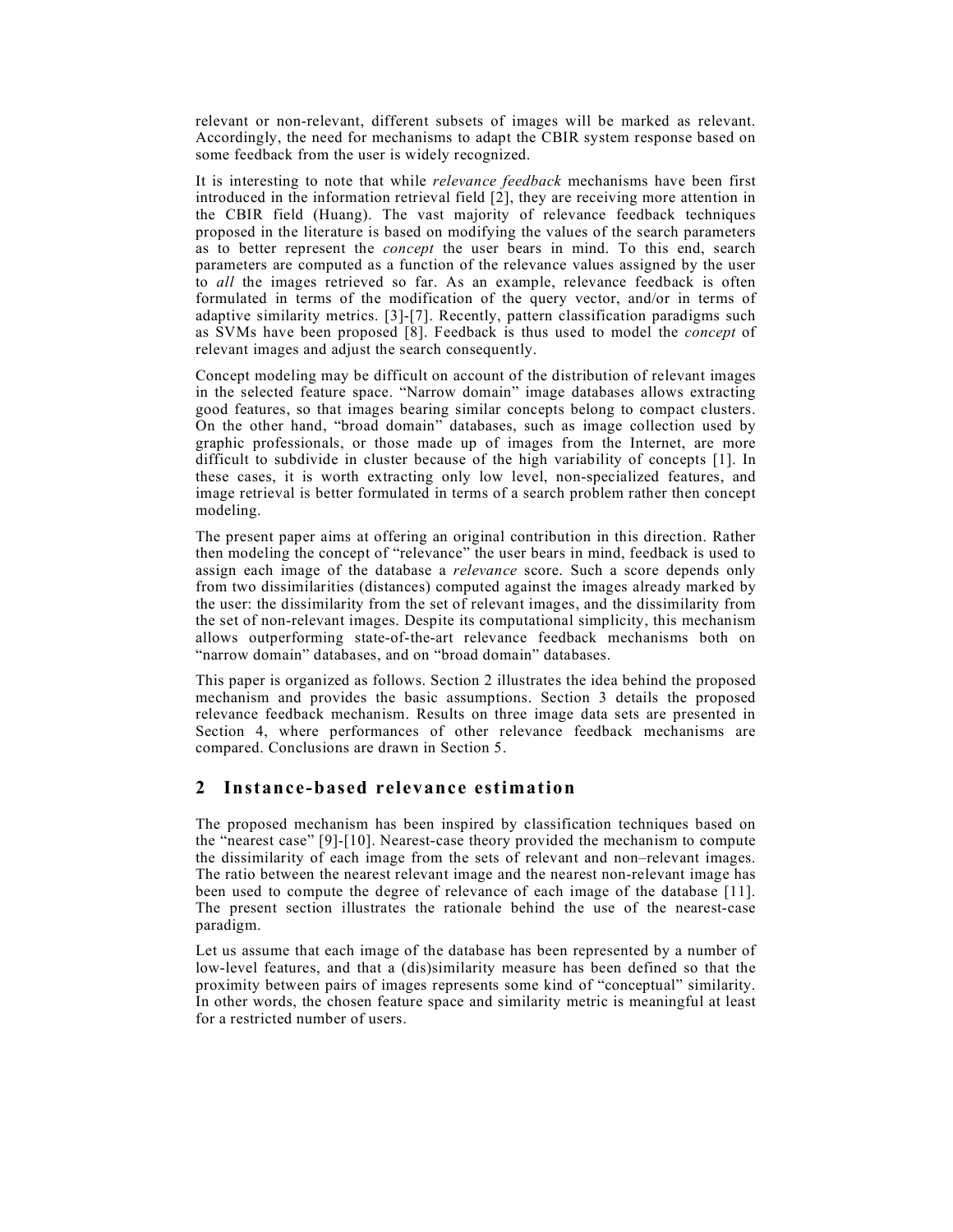relevant or non-relevant, different subsets of images will be marked as relevant. Accordingly, the need for mechanisms to adapt the CBIR system response based on some feedback from the user is widely recognized.

It is interesting to note that while *relevance feedback* mechanisms have been first introduced in the information retrieval field [2], they are receiving more attention in the CBIR field (Huang). The vast majority of relevance feedback techniques proposed in the literature is based on modifying the values of the search parameters as to better represent the *concept* the user bears in mind. To this end, search parameters are computed as a function of the relevance values assigned by the user to *all* the images retrieved so far. As an example, relevance feedback is often formulated in terms of the modification of the query vector, and/or in terms of adaptive similarity metrics. [3]-[7]. Recently, pattern classification paradigms such as SVMs have been proposed [8]. Feedback is thus used to model the *concept* of relevant images and adjust the search consequently.

Concept modeling may be difficult on account of the distribution of relevant images in the selected feature space. "Narrow domain" image databases allows extracting good features, so that images bearing similar concepts belong to compact clusters. On the other hand, "broad domain" databases, such as image collection used by graphic professionals, or those made up of images from the Internet, are more difficult to subdivide in cluster because of the high variability of concepts [1]. In these cases, it is worth extracting only low level, non-specialized features, and image retrieval is better formulated in terms of a search problem rather then concept modeling.

The present paper aims at offering an original contribution in this direction. Rather then modeling the concept of "relevance" the user bears in mind, feedback is used to assign each image of the database a *relevance* score. Such a score depends only from two dissimilarities (distances) computed against the images already marked by the user: the dissimilarity from the set of relevant images, and the dissimilarity from the set of non-relevant images. Despite its computational simplicity, this mechanism allows outperforming state-of-the-art relevance feedback mechanisms both on "narrow domain" databases, and on "broad domain" databases.

This paper is organized as follows. Section 2 illustrates the idea behind the proposed mechanism and provides the basic assumptions. Section 3 details the proposed relevance feedback mechanism. Results on three image data sets are presented in Section 4, where performances of other relevance feedback mechanisms are compared. Conclusions are drawn in Section 5.

## 2 Instance-based relevance estimation

The proposed mechanism has been inspired by classification techniques based on the "nearest case" [9]-[10]. Nearest-case theory provided the mechanism to compute the dissimilarity of each image from the sets of relevant and non–relevant images. The ratio between the nearest relevant image and the nearest non-relevant image has been used to compute the degree of relevance of each image of the database [11]. The present section illustrates the rationale behind the use of the nearest-case paradigm.

Let us assume that each image of the database has been represented by a number of low-level features, and that a (dis)similarity measure has been defined so that the proximity between pairs of images represents some kind of "conceptual" similarity. In other words, the chosen feature space and similarity metric is meaningful at least for a restricted number of users.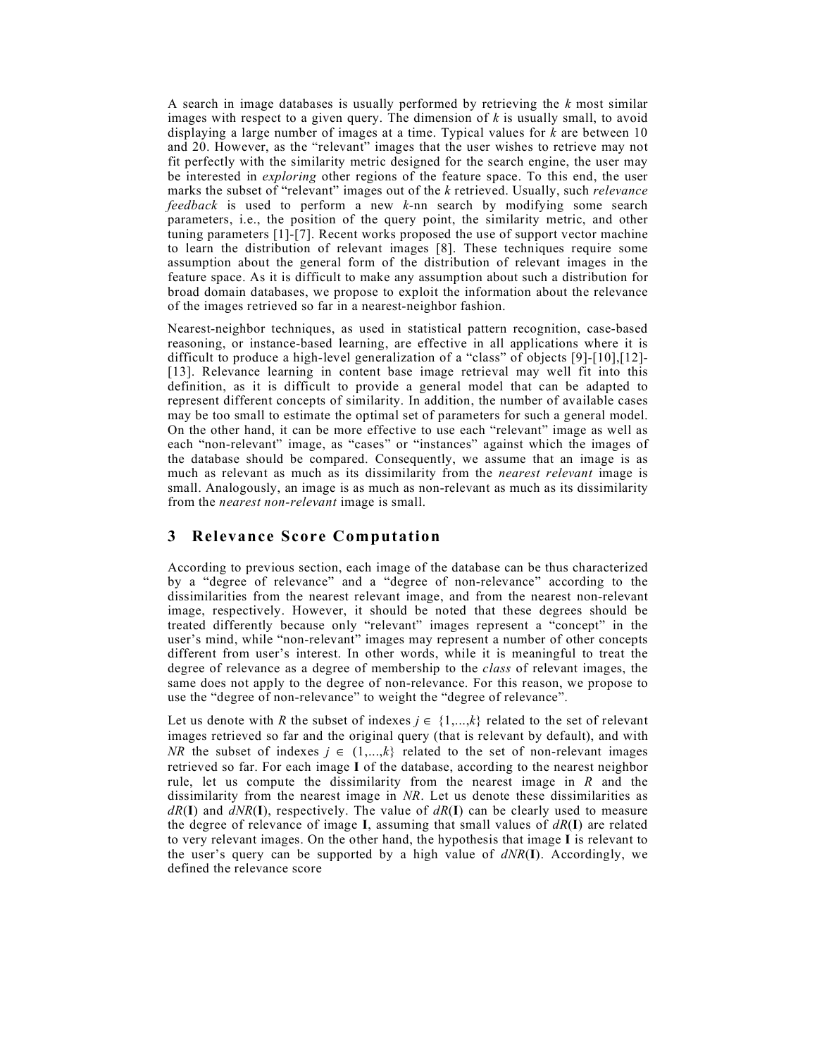A search in image databases is usually performed by retrieving the $k$ most similar images with respect to a given query. The dimension of $k$ is usually small, to avoid displaying a large number of images at a time. Typical values for $k$ are between 10 and 20. However, as the "relevant" images that the user wishes to retrieve may not fit perfectly with the similarity metric designed for the search engine, the user may be interested in *exploring* other regions of the feature space. To this end, the user marks the subset of "relevant" images out of the $k$ retrieved. Usually, such *relevance feedback* is used to perform a new $k$-nn search by modifying some search parameters, i.e., the position of the query point, the similarity metric, and other tuning parameters [1]-[7]. Recent works proposed the use of support vector machine to learn the distribution of relevant images [8]. These techniques require some assumption about the general form of the distribution of relevant images in the feature space. As it is difficult to make any assumption about such a distribution for broad domain databases, we propose to exploit the information about the relevance of the images retrieved so far in a nearest-neighbor fashion.

Nearest-neighbor techniques, as used in statistical pattern recognition, case-based reasoning, or instance-based learning, are effective in all applications where it is difficult to produce a high-level generalization of a "class" of objects [9]-[10],[12]-[13]. Relevance learning in content base image retrieval may well fit into this definition, as it is difficult to provide a general model that can be adapted to represent different concepts of similarity. In addition, the number of available cases may be too small to estimate the optimal set of parameters for such a general model. On the other hand, it can be more effective to use each "relevant" image as well as each "non-relevant" image, as "cases" or "instances" against which the images of the database should be compared. Consequently, we assume that an image is as much as relevant as much as its dissimilarity from the *nearest relevant* image is small. Analogously, an image is as much as non-relevant as much as its dissimilarity from the *nearest non-relevant* image is small.

## 3 Relevance Score Computation

According to previous section, each image of the database can be thus characterized by a "degree of relevance" and a "degree of non-relevance" according to the dissimilarities from the nearest relevant image, and from the nearest non-relevant image, respectively. However, it should be noted that these degrees should be treated differently because only "relevant" images represent a "concept" in the user's mind, while "non-relevant" images may represent a number of other concepts different from user's interest. In other words, while it is meaningful to treat the degree of relevance as a degree of membership to the *class* of relevant images, the same does not apply to the degree of non-relevance. For this reason, we propose to use the "degree of non-relevance" to weight the "degree of relevance".

Let us denote with $R$ the subset of indexes $j \in \{1,...,k\}$ related to the set of relevant images retrieved so far and the original query (that is relevant by default), and with $NR$ the subset of indexes $j \in (1,...,k\}$ related to the set of non-relevant images retrieved so far. For each image $\mathbf{I}$ of the database, according to the nearest neighbor rule, let us compute the dissimilarity from the nearest image in $R$ and the dissimilarity from the nearest image in $NR$. Let us denote these dissimilarities as $dR(\mathbf{I})$ and $dNR(\mathbf{I})$, respectively. The value of $dR(\mathbf{I})$ can be clearly used to measure the degree of relevance of image $\mathbf{I}$, assuming that small values of $dR(\mathbf{I})$ are related to very relevant images. On the other hand, the hypothesis that image $\mathbf{I}$ is relevant to the user's query can be supported by a high value of $dNR(\mathbf{I})$. Accordingly, we defined the relevance score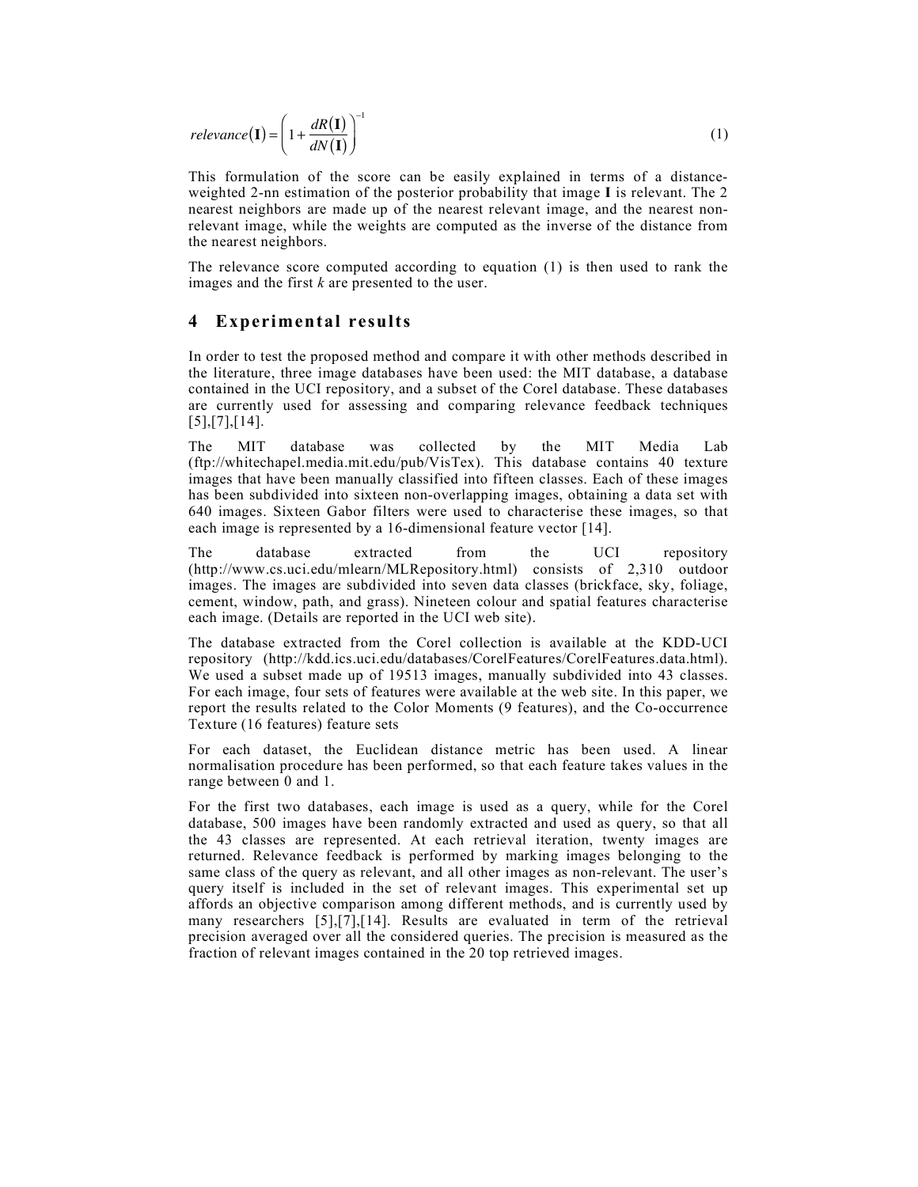$$relevance(\mathbf{I}) = \left(1 + \frac{dR(\mathbf{I})}{dN(\mathbf{I})}\right)^{-1} \tag{1}$$

This formulation of the score can be easily explained in terms of a distance-weighted 2-nn estimation of the posterior probability that image **I** is relevant. The 2 nearest neighbors are made up of the nearest relevant image, and the nearest non-relevant image, while the weights are computed as the inverse of the distance from the nearest neighbors.

The relevance score computed according to equation (1) is then used to rank the images and the first *k* are presented to the user.

## 4 Experimental results

In order to test the proposed method and compare it with other methods described in the literature, three image databases have been used: the MIT database, a database contained in the UCI repository, and a subset of the Corel database. These databases are currently used for assessing and comparing relevance feedback techniques [5],[7],[14].

The MIT database was collected by the MIT Media Lab (ftp://whitechapel.media.mit.edu/pub/VisTex). This database contains 40 texture images that have been manually classified into fifteen classes. Each of these images has been subdivided into sixteen non-overlapping images, obtaining a data set with 640 images. Sixteen Gabor filters were used to characterise these images, so that each image is represented by a 16-dimensional feature vector [14].

The database extracted from the UCI repository (http://www.cs.uci.edu/mlearn/MLRepository.html) consists of 2,310 outdoor images. The images are subdivided into seven data classes (brickface, sky, foliage, cement, window, path, and grass). Nineteen colour and spatial features characterise each image. (Details are reported in the UCI web site).

The database extracted from the Corel collection is available at the KDD-UCI repository (http://kdd.ics.uci.edu/databases/CorelFeatures/CorelFeatures.data.html). We used a subset made up of 19513 images, manually subdivided into 43 classes. For each image, four sets of features were available at the web site. In this paper, we report the results related to the Color Moments (9 features), and the Co-occurrence Texture (16 features) feature sets

For each dataset, the Euclidean distance metric has been used. A linear normalisation procedure has been performed, so that each feature takes values in the range between 0 and 1.

For the first two databases, each image is used as a query, while for the Corel database, 500 images have been randomly extracted and used as query, so that all the 43 classes are represented. At each retrieval iteration, twenty images are returned. Relevance feedback is performed by marking images belonging to the same class of the query as relevant, and all other images as non-relevant. The user's query itself is included in the set of relevant images. This experimental set up affords an objective comparison among different methods, and is currently used by many researchers [5],[7],[14]. Results are evaluated in term of the retrieval precision averaged over all the considered queries. The precision is measured as the fraction of relevant images contained in the 20 top retrieved images.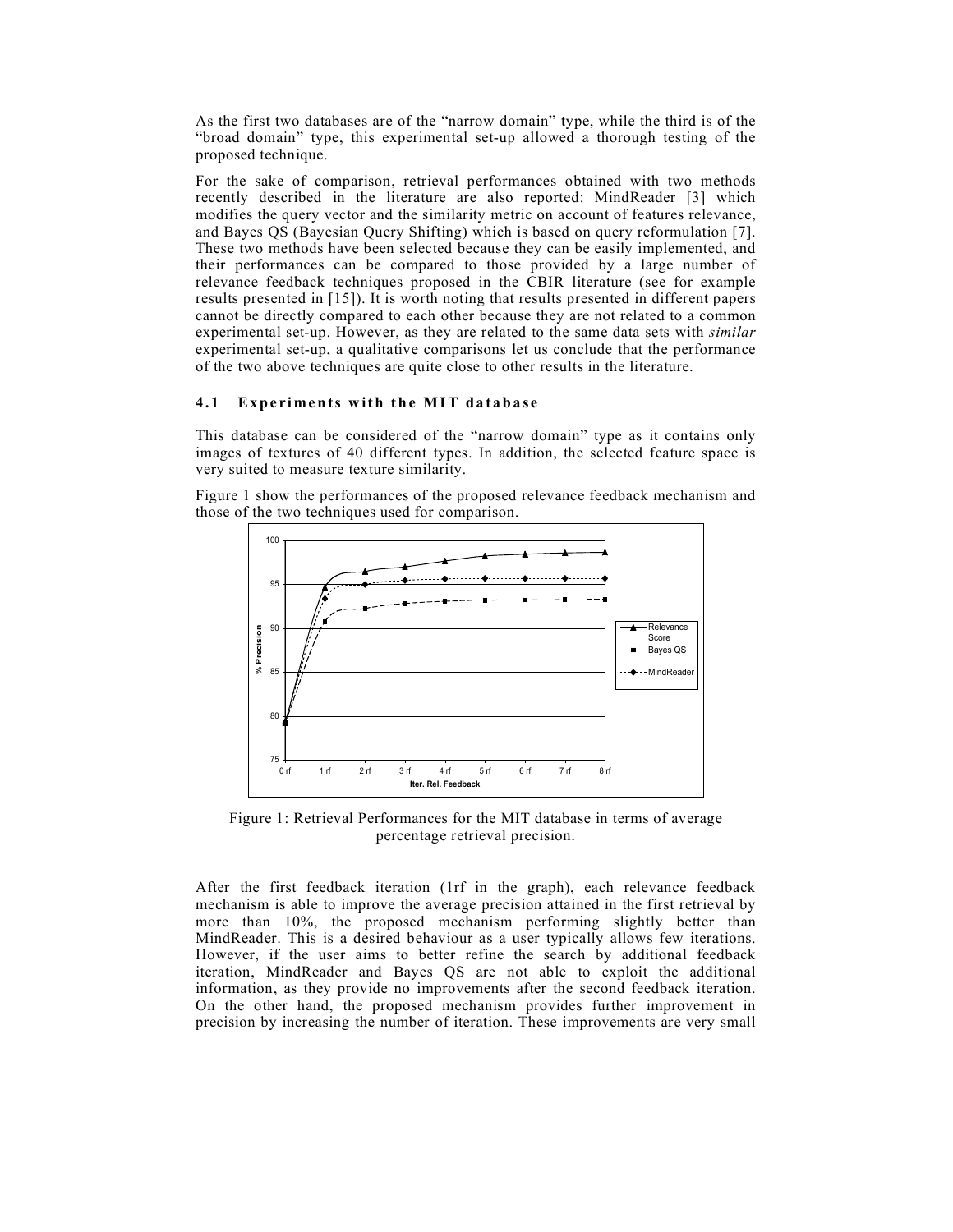As the first two databases are of the "narrow domain" type, while the third is of the "broad domain" type, this experimental set-up allowed a thorough testing of the proposed technique.

For the sake of comparison, retrieval performances obtained with two methods recently described in the literature are also reported: MindReader [3] which modifies the query vector and the similarity metric on account of features relevance, and Bayes QS (Bayesian Query Shifting) which is based on query reformulation [7]. These two methods have been selected because they can be easily implemented, and their performances can be compared to those provided by a large number of relevance feedback techniques proposed in the CBIR literature (see for example results presented in [15]). It is worth noting that results presented in different papers cannot be directly compared to each other because they are not related to a common experimental set-up. However, as they are related to the same data sets with *similar* experimental set-up, a qualitative comparisons let us conclude that the performance of the two above techniques are quite close to other results in the literature.

### 4.1 Experiments with the MIT database

This database can be considered of the "narrow domain" type as it contains only images of textures of 40 different types. In addition, the selected feature space is very suited to measure texture similarity.

Figure 1 show the performances of the proposed relevance feedback mechanism and those of the two techniques used for comparison.

Figure 1: Retrieval Performances for the MIT database in terms of average percentage retrieval precision.

After the first feedback iteration (1rf in the graph), each relevance feedback mechanism is able to improve the average precision attained in the first retrieval by more than 10%, the proposed mechanism performing slightly better than MindReader. This is a desired behaviour as a user typically allows few iterations. However, if the user aims to better refine the search by additional feedback iteration, MindReader and Bayes QS are not able to exploit the additional information, as they provide no improvements after the second feedback iteration. On the other hand, the proposed mechanism provides further improvement in precision by increasing the number of iteration. These improvements are very small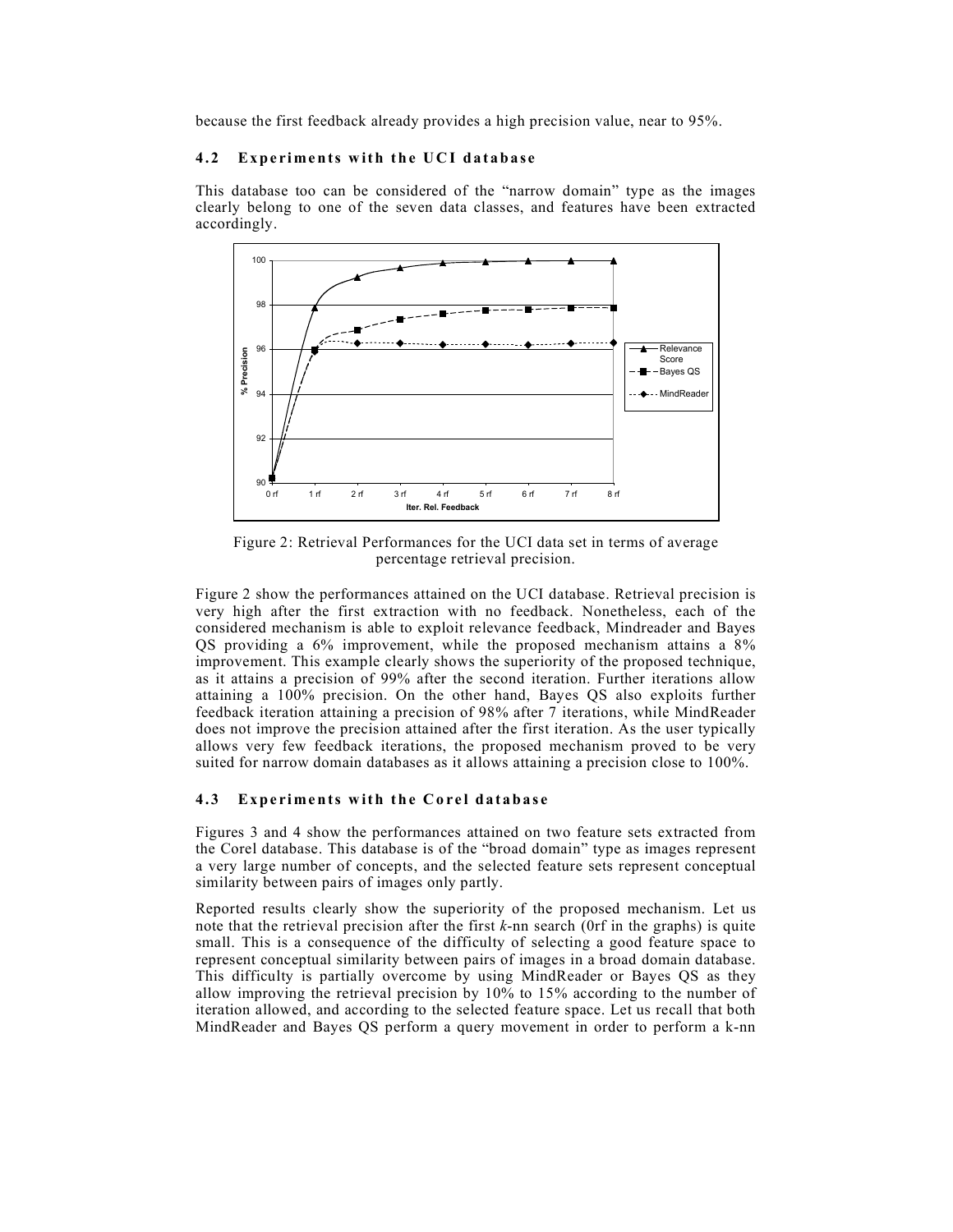because the first feedback already provides a high precision value, near to 95%.

### 4.2 Experiments with the UCI database

This database too can be considered of the "narrow domain" type as the images clearly belong to one of the seven data classes, and features have been extracted accordingly.

Figure 2: Retrieval Performances for the UCI data set in terms of average percentage retrieval precision.

Figure 2 show the performances attained on the UCI database. Retrieval precision is very high after the first extraction with no feedback. Nonetheless, each of the considered mechanism is able to exploit relevance feedback, Mindreader and Bayes QS providing a 6% improvement, while the proposed mechanism attains a 8% improvement. This example clearly shows the superiority of the proposed technique, as it attains a precision of 99% after the second iteration. Further iterations allow attaining a 100% precision. On the other hand, Bayes QS also exploits further feedback iteration attaining a precision of 98% after 7 iterations, while MindReader does not improve the precision attained after the first iteration. As the user typically allows very few feedback iterations, the proposed mechanism proved to be very suited for narrow domain databases as it allows attaining a precision close to 100%.

### 4.3 Experiments with the Corel database

Figures 3 and 4 show the performances attained on two feature sets extracted from the Corel database. This database is of the "broad domain" type as images represent a very large number of concepts, and the selected feature sets represent conceptual similarity between pairs of images only partly.

Reported results clearly show the superiority of the proposed mechanism. Let us note that the retrieval precision after the first *k*-nn search (0rf in the graphs) is quite small. This is a consequence of the difficulty of selecting a good feature space to represent conceptual similarity between pairs of images in a broad domain database. This difficulty is partially overcome by using MindReader or Bayes QS as they allow improving the retrieval precision by 10% to 15% according to the number of iteration allowed, and according to the selected feature space. Let us recall that both MindReader and Bayes QS perform a query movement in order to perform a k-nn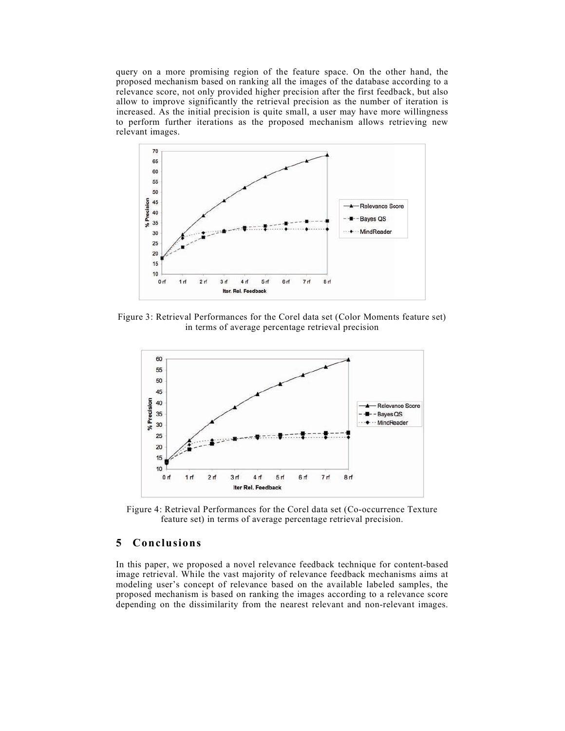query on a more promising region of the feature space. On the other hand, the proposed mechanism based on ranking all the images of the database according to a relevance score, not only provided higher precision after the first feedback, but also allow to improve significantly the retrieval precision as the number of iteration is increased. As the initial precision is quite small, a user may have more willingness to perform further iterations as the proposed mechanism allows retrieving new relevant images.

Figure 3: Retrieval Performances for the Corel data set (Color Moments feature set) in terms of average percentage retrieval precision

Figure 4: Retrieval Performances for the Corel data set (Co-occurrence Texture feature set) in terms of average percentage retrieval precision.

## 5 Conclusions

In this paper, we proposed a novel relevance feedback technique for content-based image retrieval. While the vast majority of relevance feedback mechanisms aims at modeling user's concept of relevance based on the available labeled samples, the proposed mechanism is based on ranking the images according to a relevance score depending on the dissimilarity from the nearest relevant and non-relevant images.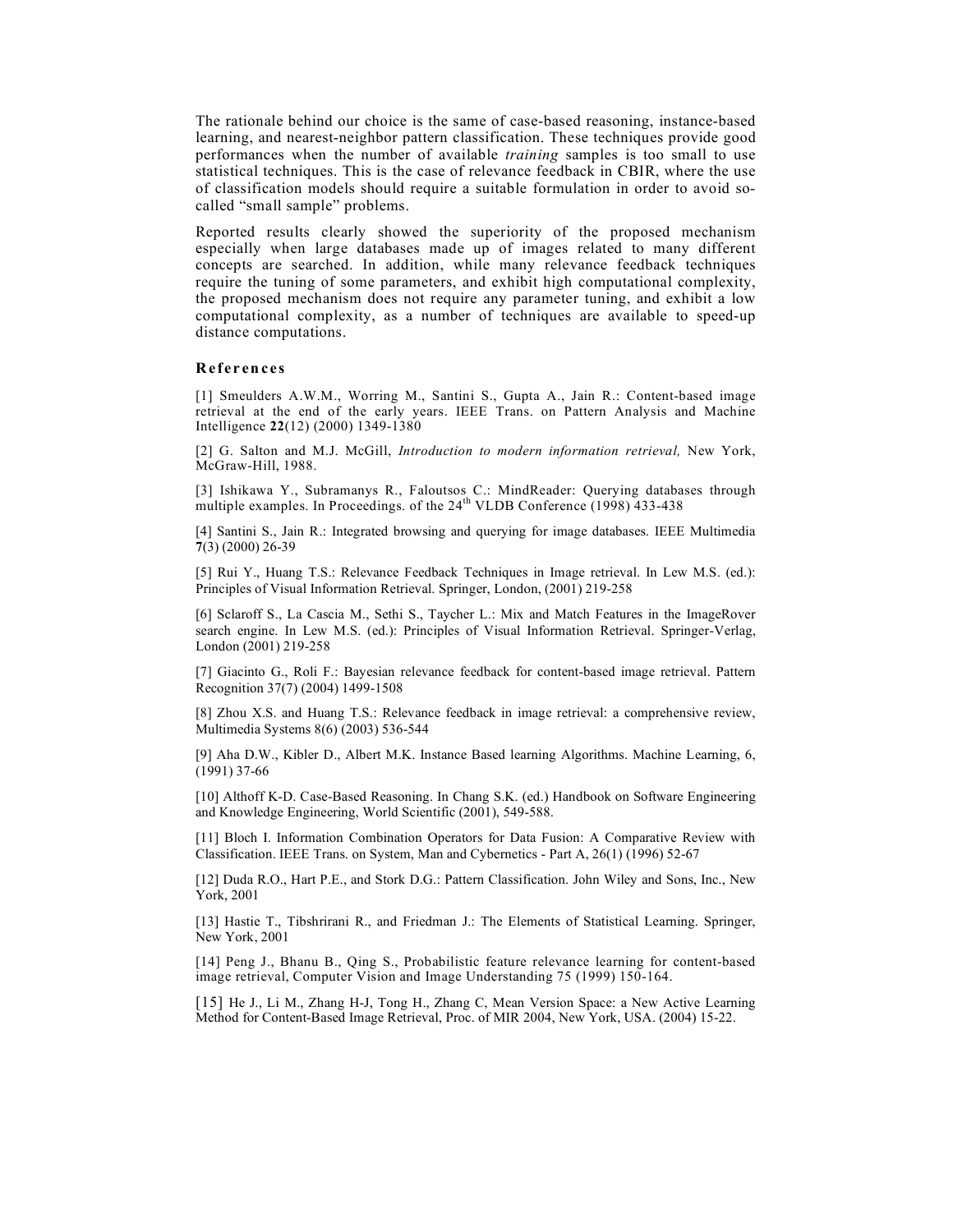The rationale behind our choice is the same of case-based reasoning, instance-based learning, and nearest-neighbor pattern classification. These techniques provide good performances when the number of available *training* samples is too small to use statistical techniques. This is the case of relevance feedback in CBIR, where the use of classification models should require a suitable formulation in order to avoid so-called "small sample" problems.

Reported results clearly showed the superiority of the proposed mechanism especially when large databases made up of images related to many different concepts are searched. In addition, while many relevance feedback techniques require the tuning of some parameters, and exhibit high computational complexity, the proposed mechanism does not require any parameter tuning, and exhibit a low computational complexity, as a number of techniques are available to speed-up distance computations.

## References

[1] Smeulders A.W.M., Worring M., Santini S., Gupta A., Jain R.: Content-based image retrieval at the end of the early years. IEEE Trans. on Pattern Analysis and Machine Intelligence **22**(12) (2000) 1349-1380

[2] G. Salton and M.J. McGill, *Introduction to modern information retrieval,* New York, McGraw-Hill, 1988.

[3] Ishikawa Y., Subramanys R., Faloutsos C.: MindReader: Querying databases through multiple examples. In Proceedings. of the 24th VLDB Conference (1998) 433-438

[4] Santini S., Jain R.: Integrated browsing and querying for image databases. IEEE Multimedia **7**(3) (2000) 26-39

[5] Rui Y., Huang T.S.: Relevance Feedback Techniques in Image retrieval. In Lew M.S. (ed.): Principles of Visual Information Retrieval. Springer, London, (2001) 219-258

[6] Sclaroff S., La Cascia M., Sethi S., Taycher L.: Mix and Match Features in the ImageRover search engine. In Lew M.S. (ed.): Principles of Visual Information Retrieval. Springer-Verlag, London (2001) 219-258

[7] Giacinto G., Roli F.: Bayesian relevance feedback for content-based image retrieval. Pattern Recognition 37(7) (2004) 1499-1508

[8] Zhou X.S. and Huang T.S.: Relevance feedback in image retrieval: a comprehensive review, Multimedia Systems 8(6) (2003) 536-544

[9] Aha D.W., Kibler D., Albert M.K. Instance Based learning Algorithms. Machine Learning, 6, (1991) 37-66

[10] Althoff K-D. Case-Based Reasoning. In Chang S.K. (ed.) Handbook on Software Engineering and Knowledge Engineering, World Scientific (2001), 549-588.

[11] Bloch I. Information Combination Operators for Data Fusion: A Comparative Review with Classification. IEEE Trans. on System, Man and Cybernetics - Part A, 26(1) (1996) 52-67

[12] Duda R.O., Hart P.E., and Stork D.G.: Pattern Classification. John Wiley and Sons, Inc., New York, 2001

[13] Hastie T., Tibshrirani R., and Friedman J.: The Elements of Statistical Learning. Springer, New York, 2001

[14] Peng J., Bhanu B., Qing S., Probabilistic feature relevance learning for content-based image retrieval, Computer Vision and Image Understanding 75 (1999) 150-164.

[15] He J., Li M., Zhang H-J, Tong H., Zhang C, Mean Version Space: a New Active Learning Method for Content-Based Image Retrieval, Proc. of MIR 2004, New York, USA. (2004) 15-22.